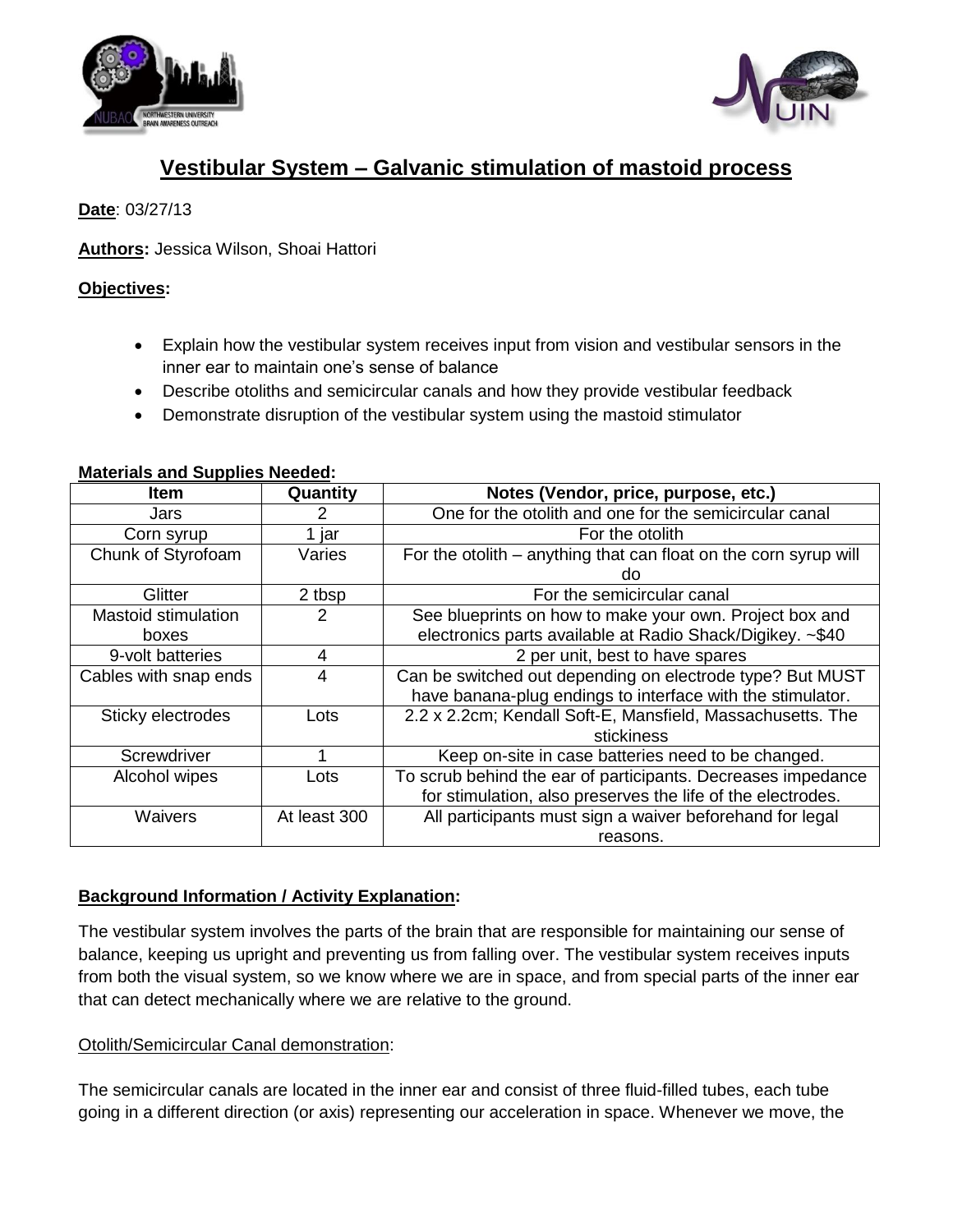# Vestibular System – Galvanic stimulation of mastoid process

**Date**: 03/27/13

**Authors:** Jessica Wilson, Shoai Hattori

**Objectives:**

- Explain how the vestibular system receives input from vision and vestibular sensors in the inner ear to maintain one's sense of balance
- Describe otoliths and semicircular canals and how they provide vestibular feedback
- Demonstrate disruption of the vestibular system using the mastoid stimulator

**Materials and Supplies Needed:**

| Item | Quantity | Notes (Vendor, price, purpose, etc.) |
|---|---|---|
| Jars | 2 | One for the otolith and one for the semicircular canal |
| Corn syrup | 1 jar | For the otolith |
| Chunk of Styrofoam | Varies | For the otolith – anything that can float on the corn syrup will do |
| Glitter | 2 tbsp | For the semicircular canal |
| Mastoid stimulation boxes | 2 | See blueprints on how to make your own. Project box and electronics parts available at Radio Shack/Digikey. ~$40 |
| 9-volt batteries | 4 | 2 per unit, best to have spares |
| Cables with snap ends | 4 | Can be switched out depending on electrode type? But MUST have banana-plug endings to interface with the stimulator. |
| Sticky electrodes | Lots | 2.2 x 2.2cm; Kendall Soft-E, Mansfield, Massachusetts. The stickiness |
| Screwdriver | 1 | Keep on-site in case batteries need to be changed. |
| Alcohol wipes | Lots | To scrub behind the ear of participants. Decreases impedance for stimulation, also preserves the life of the electrodes. |
| Waivers | At least 300 | All participants must sign a waiver beforehand for legal reasons. |

**Background Information / Activity Explanation:**

The vestibular system involves the parts of the brain that are responsible for maintaining our sense of balance, keeping us upright and preventing us from falling over. The vestibular system receives inputs from both the visual system, so we know where we are in space, and from special parts of the inner ear that can detect mechanically where we are relative to the ground.

Otolith/Semicircular Canal demonstration:

The semicircular canals are located in the inner ear and consist of three fluid-filled tubes, each tube going in a different direction (or axis) representing our acceleration in space. Whenever we move, the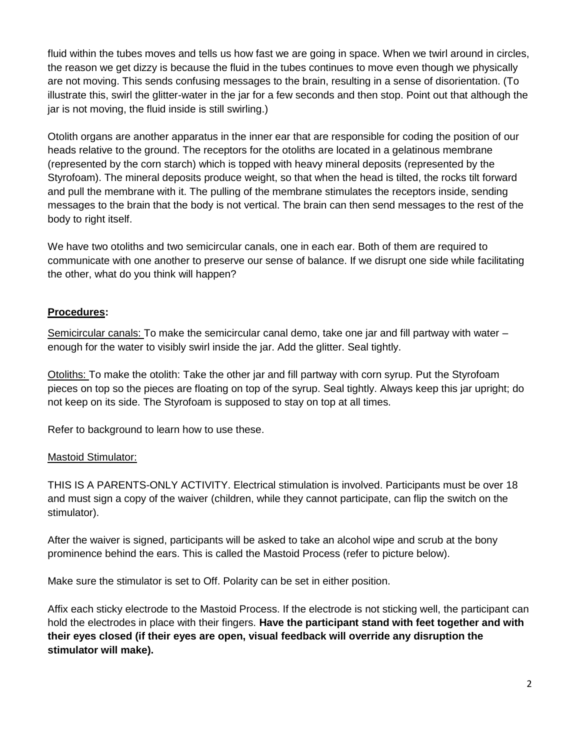fluid within the tubes moves and tells us how fast we are going in space. When we twirl around in circles, the reason we get dizzy is because the fluid in the tubes continues to move even though we physically are not moving. This sends confusing messages to the brain, resulting in a sense of disorientation. (To illustrate this, swirl the glitter-water in the jar for a few seconds and then stop. Point out that although the jar is not moving, the fluid inside is still swirling.)

Otolith organs are another apparatus in the inner ear that are responsible for coding the position of our heads relative to the ground. The receptors for the otoliths are located in a gelatinous membrane (represented by the corn starch) which is topped with heavy mineral deposits (represented by the Styrofoam). The mineral deposits produce weight, so that when the head is tilted, the rocks tilt forward and pull the membrane with it. The pulling of the membrane stimulates the receptors inside, sending messages to the brain that the body is not vertical. The brain can then send messages to the rest of the body to right itself.

We have two otoliths and two semicircular canals, one in each ear. Both of them are required to communicate with one another to preserve our sense of balance. If we disrupt one side while facilitating the other, what do you think will happen?

## Procedures:

Semicircular canals: To make the semicircular canal demo, take one jar and fill partway with water – enough for the water to visibly swirl inside the jar. Add the glitter. Seal tightly.

Otoliths: To make the otolith: Take the other jar and fill partway with corn syrup. Put the Styrofoam pieces on top so the pieces are floating on top of the syrup. Seal tightly. Always keep this jar upright; do not keep on its side. The Styrofoam is supposed to stay on top at all times.

Refer to background to learn how to use these.

Mastoid Stimulator:

THIS IS A PARENTS-ONLY ACTIVITY. Electrical stimulation is involved. Participants must be over 18 and must sign a copy of the waiver (children, while they cannot participate, can flip the switch on the stimulator).

After the waiver is signed, participants will be asked to take an alcohol wipe and scrub at the bony prominence behind the ears. This is called the Mastoid Process (refer to picture below).

Make sure the stimulator is set to Off. Polarity can be set in either position.

Affix each sticky electrode to the Mastoid Process. If the electrode is not sticking well, the participant can hold the electrodes in place with their fingers. **Have the participant stand with feet together and with their eyes closed (if their eyes are open, visual feedback will override any disruption the stimulator will make).**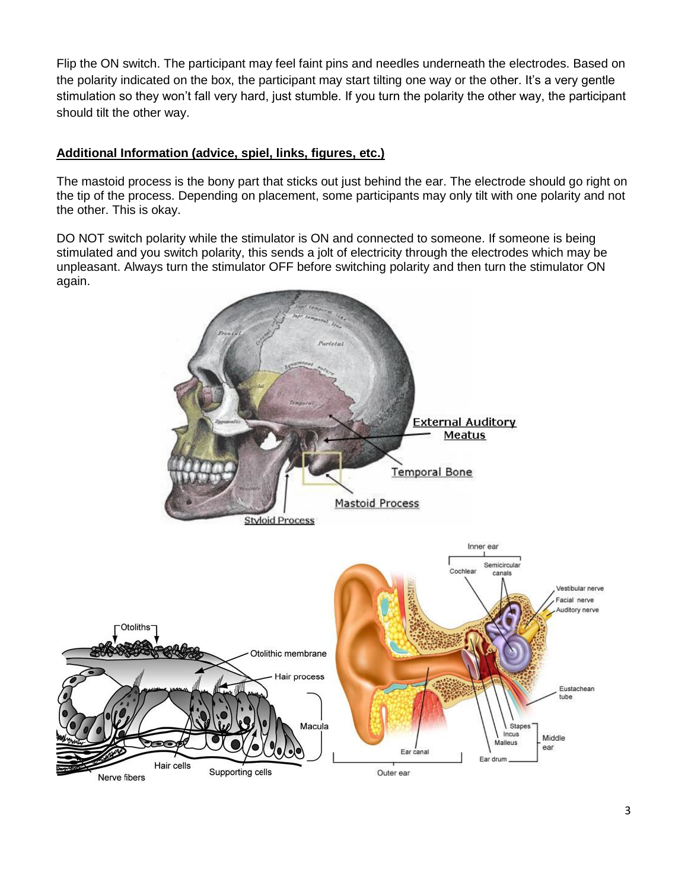Flip the ON switch. The participant may feel faint pins and needles underneath the electrodes. Based on the polarity indicated on the box, the participant may start tilting one way or the other. It's a very gentle stimulation so they won't fall very hard, just stumble. If you turn the polarity the other way, the participant should tilt the other way.

**Additional Information (advice, spiel, links, figures, etc.)**

The mastoid process is the bony part that sticks out just behind the ear. The electrode should go right on the tip of the process. Depending on placement, some participants may only tilt with one polarity and not the other. This is okay.

DO NOT switch polarity while the stimulator is ON and connected to someone. If someone is being stimulated and you switch polarity, this sends a jolt of electricity through the electrodes which may be unpleasant. Always turn the stimulator OFF before switching polarity and then turn the stimulator ON again.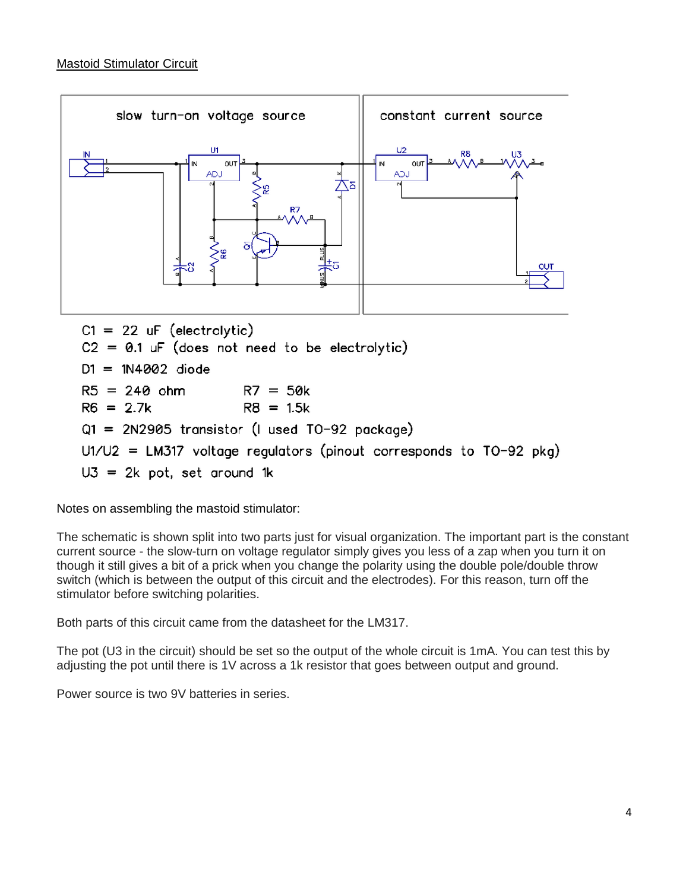<u>Mastoid Stimulator Circuit</u>

slow turn-on voltage source

constant current source

C1 = 22 uF (electrolytic)
C2 = 0.1 uF (does not need to be electrolytic)
D1 = 1N4002 diode
R5 = 240 ohm    R7 = 50k
R6 = 2.7k    R8 = 1.5k
Q1 = 2N2905 transistor (I used TO-92 package)
U1/U2 = LM317 voltage regulators (pinout corresponds to TO-92 pkg)
U3 = 2k pot, set around 1k

Notes on assembling the mastoid stimulator:

The schematic is shown split into two parts just for visual organization. The important part is the constant current source - the slow-turn on voltage regulator simply gives you less of a zap when you turn it on though it still gives a bit of a prick when you change the polarity using the double pole/double throw switch (which is between the output of this circuit and the electrodes). For this reason, turn off the stimulator before switching polarities.

Both parts of this circuit came from the datasheet for the LM317.

The pot (U3 in the circuit) should be set so the output of the whole circuit is 1mA. You can test this by adjusting the pot until there is 1V across a 1k resistor that goes between output and ground.

Power source is two 9V batteries in series.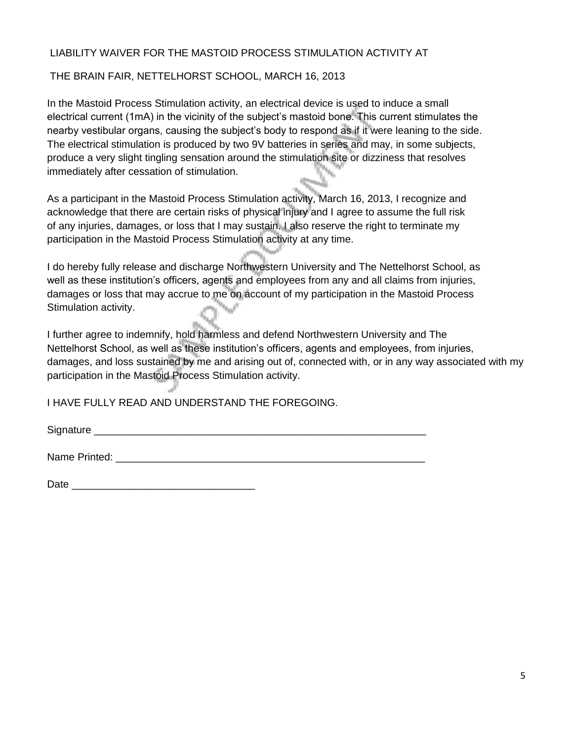# LIABILITY WAIVER FOR THE MASTOID PROCESS STIMULATION ACTIVITY AT THE BRAIN FAIR, NETTELHORST SCHOOL, MARCH 16, 2013

In the Mastoid Process Stimulation activity, an electrical device is used to induce a small electrical current (1mA) in the vicinity of the subject's mastoid bone. This current stimulates the nearby vestibular organs, causing the subject's body to respond as if it were leaning to the side. The electrical stimulation is produced by two 9V batteries in series and may, in some subjects, produce a very slight tingling sensation around the stimulation site or dizziness that resolves immediately after cessation of stimulation.

As a participant in the Mastoid Process Stimulation activity, March 16, 2013, I recognize and acknowledge that there are certain risks of physical injury and I agree to assume the full risk of any injuries, damages, or loss that I may sustain. I also reserve the right to terminate my participation in the Mastoid Process Stimulation activity at any time.

I do hereby fully release and discharge Northwestern University and The Nettelhorst School, as well as these institution's officers, agents and employees from any and all claims from injuries, damages or loss that may accrue to me on account of my participation in the Mastoid Process Stimulation activity.

I further agree to indemnify, hold harmless and defend Northwestern University and The Nettelhorst School, as well as these institution's officers, agents and employees, from injuries, damages, and loss sustained by me and arising out of, connected with, or in any way associated with my participation in the Mastoid Process Stimulation activity.

I HAVE FULLY READ AND UNDERSTAND THE FOREGOING.

Signature ____________________________________________________________

Name Printed: ________________________________________________________

Date _________________________________